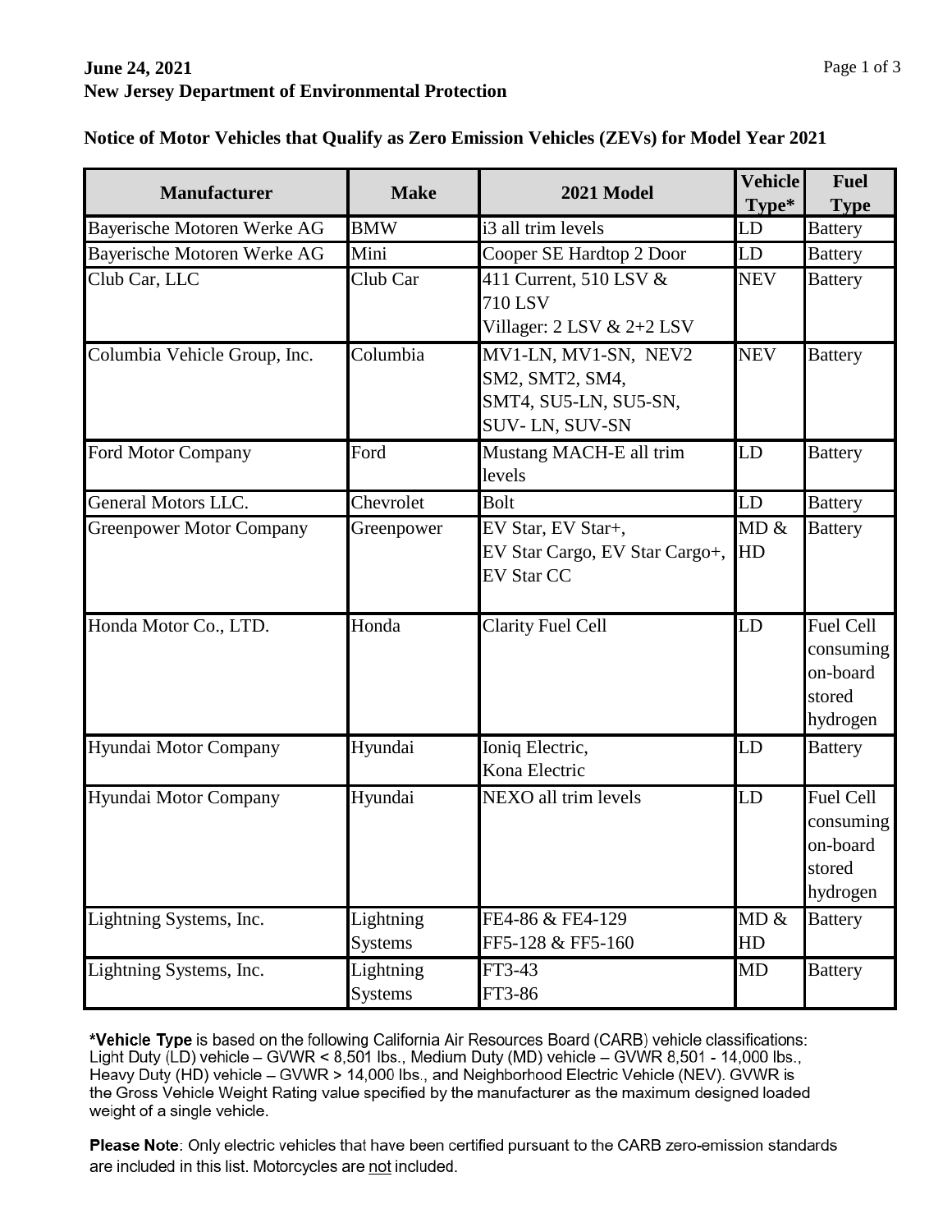**June 24, 2021**
**New Jersey Department of Environmental Protection**

**Notice of Motor Vehicles that Qualify as Zero Emission Vehicles (ZEVs) for Model Year 2021**

| Manufacturer | Make | 2021 Model | Vehicle Type* | Fuel Type |
|---|---|---|---|---|
| Bayerische Motoren Werke AG | BMW | i3 all trim levels | LD | Battery |
| Bayerische Motoren Werke AG | Mini | Cooper SE Hardtop 2 Door | LD | Battery |
| Club Car, LLC | Club Car | 411 Current, 510 LSV & 710 LSV Villager: 2 LSV & 2+2 LSV | NEV | Battery |
| Columbia Vehicle Group, Inc. | Columbia | MV1-LN, MV1-SN, NEV2 SM2, SMT2, SM4, SMT4, SU5-LN, SU5-SN, SUV- LN, SUV-SN | NEV | Battery |
| Ford Motor Company | Ford | Mustang MACH-E all trim levels | LD | Battery |
| General Motors LLC. | Chevrolet | Bolt | LD | Battery |
| Greenpower Motor Company | Greenpower | EV Star, EV Star+, EV Star Cargo, EV Star Cargo+, EV Star CC | MD & HD | Battery |
| Honda Motor Co., LTD. | Honda | Clarity Fuel Cell | LD | Fuel Cell consuming on-board stored hydrogen |
| Hyundai Motor Company | Hyundai | Ioniq Electric, Kona Electric | LD | Battery |
| Hyundai Motor Company | Hyundai | NEXO all trim levels | LD | Fuel Cell consuming on-board stored hydrogen |
| Lightning Systems, Inc. | Lightning Systems | FE4-86 & FE4-129 FF5-128 & FF5-160 | MD & HD | Battery |
| Lightning Systems, Inc. | Lightning Systems | FT3-43 FT3-86 | MD | Battery |

***Vehicle Type** is based on the following California Air Resources Board (CARB) vehicle classifications: Light Duty (LD) vehicle – GVWR < 8,501 lbs., Medium Duty (MD) vehicle – GVWR 8,501 - 14,000 lbs., Heavy Duty (HD) vehicle – GVWR > 14,000 lbs., and Neighborhood Electric Vehicle (NEV). GVWR is the Gross Vehicle Weight Rating value specified by the manufacturer as the maximum designed loaded weight of a single vehicle.

**Please Note**: Only electric vehicles that have been certified pursuant to the CARB zero-emission standards are included in this list. Motorcycles are not included.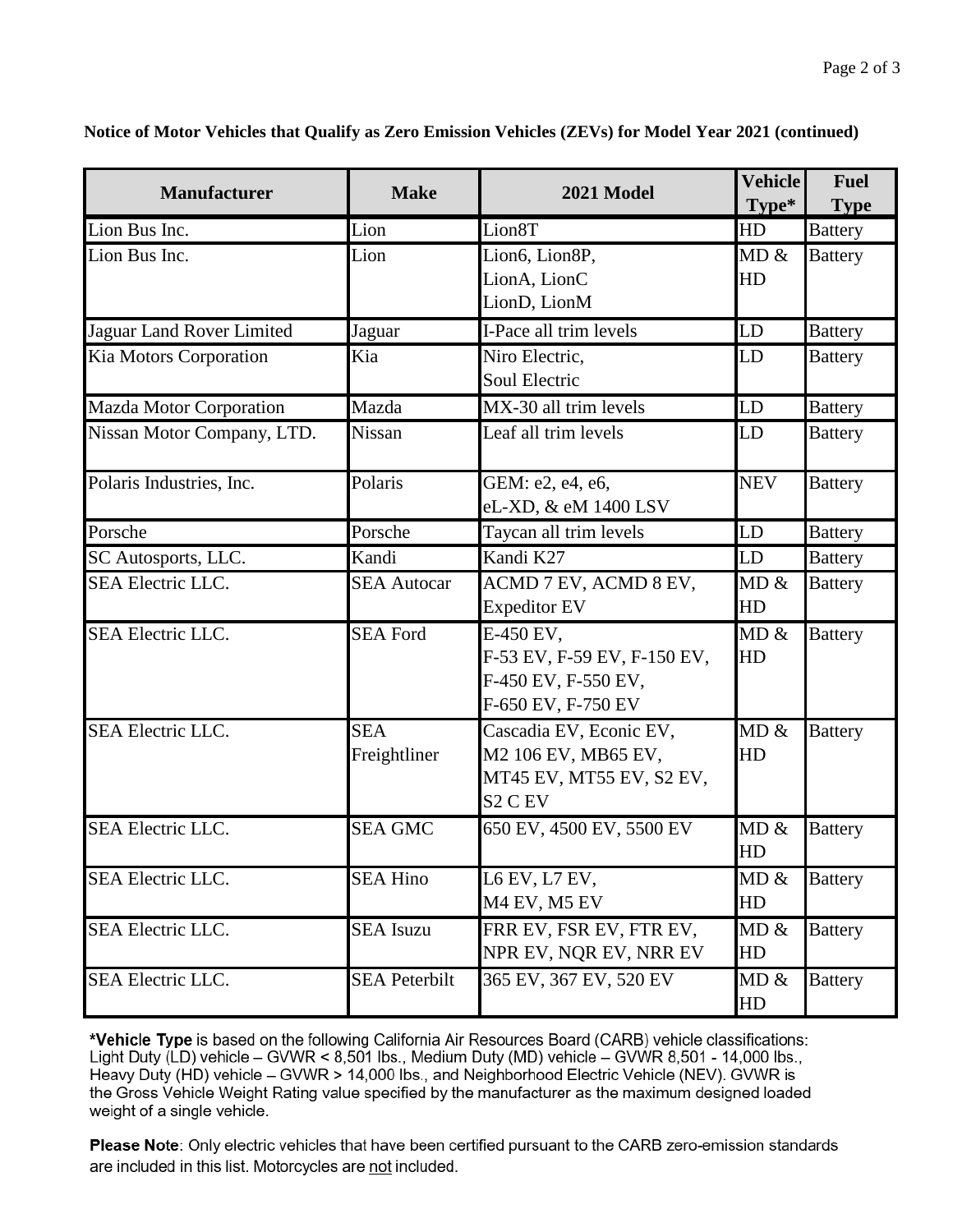**Notice of Motor Vehicles that Qualify as Zero Emission Vehicles (ZEVs) for Model Year 2021 (continued)**

| Manufacturer | Make | 2021 Model | Vehicle Type* | Fuel Type |
|---|---|---|---|---|
| Lion Bus Inc. | Lion | Lion8T | HD | Battery |
| Lion Bus Inc. | Lion | Lion6, Lion8P, LionA, LionC LionD, LionM | MD & HD | Battery |
| Jaguar Land Rover Limited | Jaguar | I-Pace all trim levels | LD | Battery |
| Kia Motors Corporation | Kia | Niro Electric, Soul Electric | LD | Battery |
| Mazda Motor Corporation | Mazda | MX-30 all trim levels | LD | Battery |
| Nissan Motor Company, LTD. | Nissan | Leaf all trim levels | LD | Battery |
| Polaris Industries, Inc. | Polaris | GEM: e2, e4, e6, eL-XD, & eM 1400 LSV | NEV | Battery |
| Porsche | Porsche | Taycan all trim levels | LD | Battery |
| SC Autosports, LLC. | Kandi | Kandi K27 | LD | Battery |
| SEA Electric LLC. | SEA Autocar | ACMD 7 EV, ACMD 8 EV, Expeditor EV | MD & HD | Battery |
| SEA Electric LLC. | SEA Ford | E-450 EV, F-53 EV, F-59 EV, F-150 EV, F-450 EV, F-550 EV, F-650 EV, F-750 EV | MD & HD | Battery |
| SEA Electric LLC. | SEA Freightliner | Cascadia EV, Econic EV, M2 106 EV, MB65 EV, MT45 EV, MT55 EV, S2 EV, S2 C EV | MD & HD | Battery |
| SEA Electric LLC. | SEA GMC | 650 EV, 4500 EV, 5500 EV | MD & HD | Battery |
| SEA Electric LLC. | SEA Hino | L6 EV, L7 EV, M4 EV, M5 EV | MD & HD | Battery |
| SEA Electric LLC. | SEA Isuzu | FRR EV, FSR EV, FTR EV, NPR EV, NQR EV, NRR EV | MD & HD | Battery |
| SEA Electric LLC. | SEA Peterbilt | 365 EV, 367 EV, 520 EV | MD & HD | Battery |

***Vehicle Type** is based on the following California Air Resources Board (CARB) vehicle classifications: Light Duty (LD) vehicle – GVWR < 8,501 lbs., Medium Duty (MD) vehicle – GVWR 8,501 - 14,000 lbs., Heavy Duty (HD) vehicle – GVWR > 14,000 lbs., and Neighborhood Electric Vehicle (NEV). GVWR is the Gross Vehicle Weight Rating value specified by the manufacturer as the maximum designed loaded weight of a single vehicle.

**Please Note**: Only electric vehicles that have been certified pursuant to the CARB zero-emission standards are included in this list. Motorcycles are not included.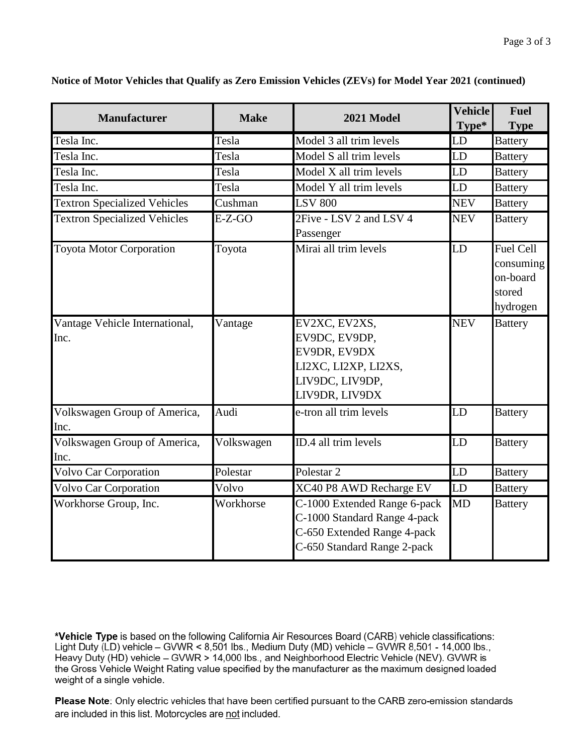**Notice of Motor Vehicles that Qualify as Zero Emission Vehicles (ZEVs) for Model Year 2021 (continued)**

| Manufacturer | Make | 2021 Model | Vehicle Type* | Fuel Type |
|---|---|---|---|---|
| Tesla Inc. | Tesla | Model 3 all trim levels | LD | Battery |
| Tesla Inc. | Tesla | Model S all trim levels | LD | Battery |
| Tesla Inc. | Tesla | Model X all trim levels | LD | Battery |
| Tesla Inc. | Tesla | Model Y all trim levels | LD | Battery |
| Textron Specialized Vehicles | Cushman | LSV 800 | NEV | Battery |
| Textron Specialized Vehicles | E-Z-GO | 2Five - LSV 2 and LSV 4 Passenger | NEV | Battery |
| Toyota Motor Corporation | Toyota | Mirai all trim levels | LD | Fuel Cell consuming on-board stored hydrogen |
| Vantage Vehicle International, Inc. | Vantage | EV2XC, EV2XS, EV9DC, EV9DP, EV9DR, EV9DX LI2XC, LI2XP, LI2XS, LIV9DC, LIV9DP, LIV9DR, LIV9DX | NEV | Battery |
| Volkswagen Group of America, Inc. | Audi | e-tron all trim levels | LD | Battery |
| Volkswagen Group of America, Inc. | Volkswagen | ID.4 all trim levels | LD | Battery |
| Volvo Car Corporation | Polestar | Polestar 2 | LD | Battery |
| Volvo Car Corporation | Volvo | XC40 P8 AWD Recharge EV | LD | Battery |
| Workhorse Group, Inc. | Workhorse | C-1000 Extended Range 6-pack C-1000 Standard Range 4-pack C-650 Extended Range 4-pack C-650 Standard Range 2-pack | MD | Battery |

***Vehicle Type** is based on the following California Air Resources Board (CARB) vehicle classifications: Light Duty (LD) vehicle – GVWR < 8,501 lbs., Medium Duty (MD) vehicle – GVWR 8,501 - 14,000 lbs., Heavy Duty (HD) vehicle – GVWR > 14,000 lbs., and Neighborhood Electric Vehicle (NEV). GVWR is the Gross Vehicle Weight Rating value specified by the manufacturer as the maximum designed loaded weight of a single vehicle.

**Please Note**: Only electric vehicles that have been certified pursuant to the CARB zero-emission standards are included in this list. Motorcycles are not included.